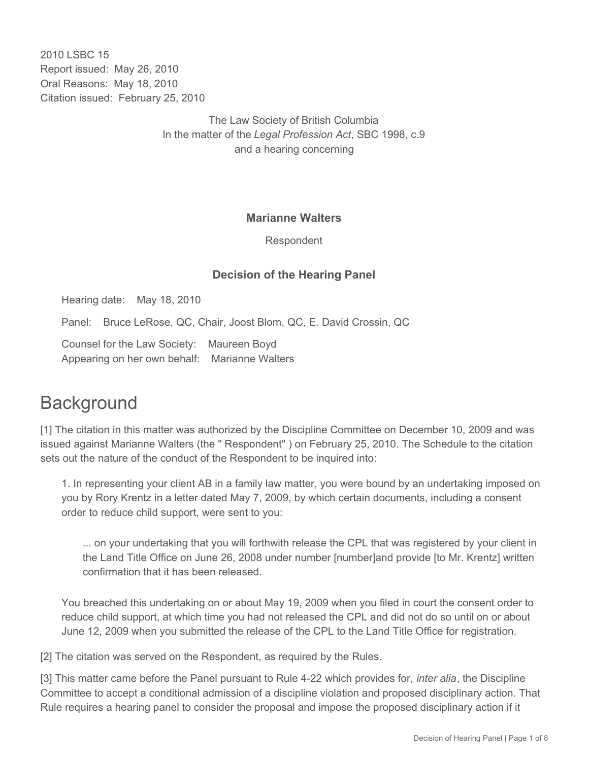2010 LSBC 15
Report issued: May 26, 2010
Oral Reasons: May 18, 2010
Citation issued: February 25, 2010

The Law Society of British Columbia
In the matter of the *Legal Profession Act*, SBC 1998, c.9
and a hearing concerning

**Marianne Walters**

Respondent

**Decision of the Hearing Panel**

Hearing date: May 18, 2010

Panel: Bruce LeRose, QC, Chair, Joost Blom, QC, E. David Crossin, QC

Counsel for the Law Society: Maureen Boyd
Appearing on her own behalf: Marianne Walters

# Background

[1] The citation in this matter was authorized by the Discipline Committee on December 10, 2009 and was issued against Marianne Walters (the " Respondent" ) on February 25, 2010. The Schedule to the citation sets out the nature of the conduct of the Respondent to be inquired into:

> 1. In representing your client AB in a family law matter, you were bound by an undertaking imposed on you by Rory Krentz in a letter dated May 7, 2009, by which certain documents, including a consent order to reduce child support, were sent to you:
>
> > ... on your undertaking that you will forthwith release the CPL that was registered by your client in the Land Title Office on June 26, 2008 under number [number]and provide [to Mr. Krentz] written confirmation that it has been released.
>
> You breached this undertaking on or about May 19, 2009 when you filed in court the consent order to reduce child support, at which time you had not released the CPL and did not do so until on or about June 12, 2009 when you submitted the release of the CPL to the Land Title Office for registration.

[2] The citation was served on the Respondent, as required by the Rules.

[3] This matter came before the Panel pursuant to Rule 4-22 which provides for, *inter alia*, the Discipline Committee to accept a conditional admission of a discipline violation and proposed disciplinary action. That Rule requires a hearing panel to consider the proposal and impose the proposed disciplinary action if it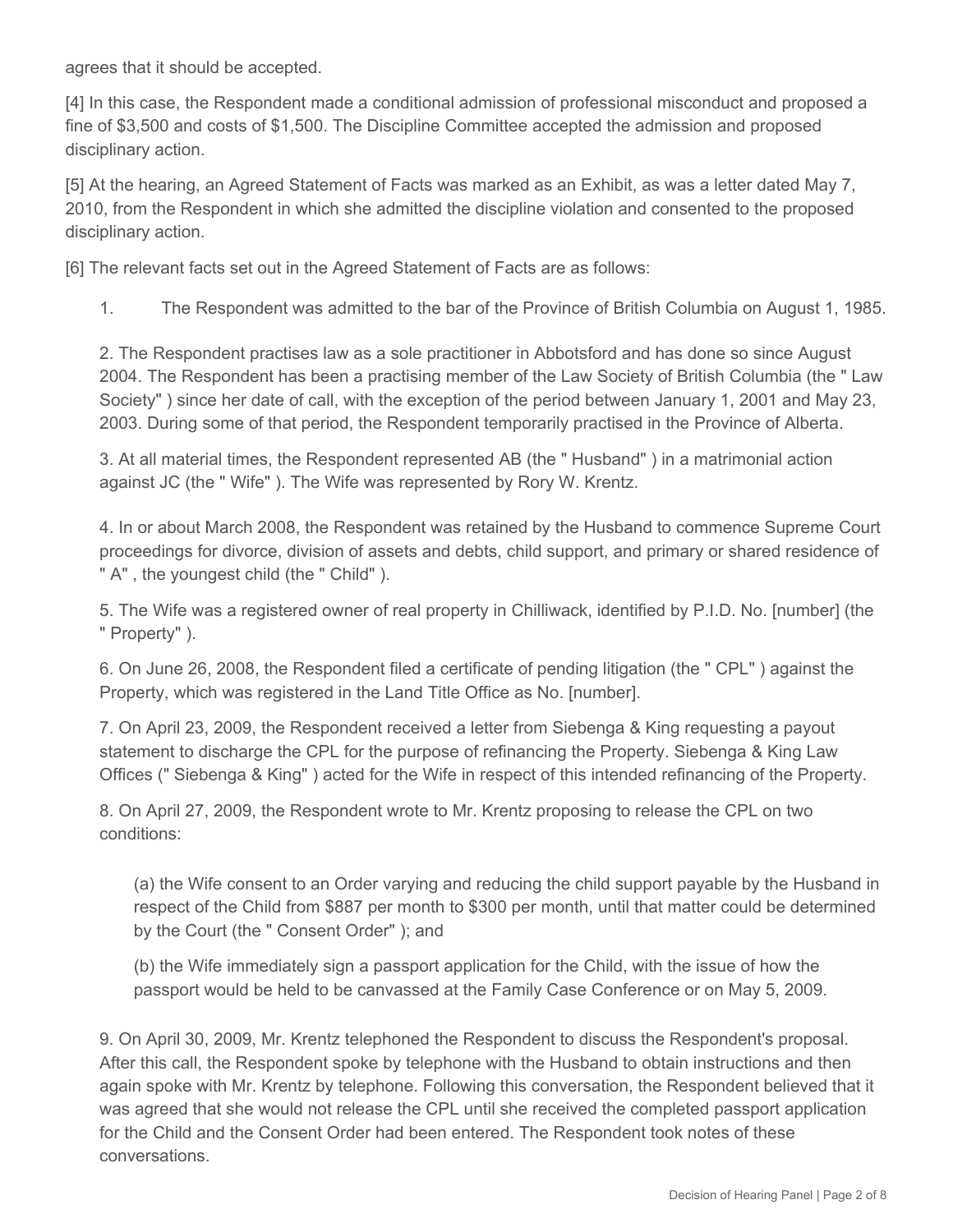agrees that it should be accepted.

[4] In this case, the Respondent made a conditional admission of professional misconduct and proposed a fine of $3,500 and costs of $1,500. The Discipline Committee accepted the admission and proposed disciplinary action.

[5] At the hearing, an Agreed Statement of Facts was marked as an Exhibit, as was a letter dated May 7, 2010, from the Respondent in which she admitted the discipline violation and consented to the proposed disciplinary action.

[6] The relevant facts set out in the Agreed Statement of Facts are as follows:

1. The Respondent was admitted to the bar of the Province of British Columbia on August 1, 1985.

2. The Respondent practises law as a sole practitioner in Abbotsford and has done so since August 2004. The Respondent has been a practising member of the Law Society of British Columbia (the " Law Society" ) since her date of call, with the exception of the period between January 1, 2001 and May 23, 2003. During some of that period, the Respondent temporarily practised in the Province of Alberta.

3. At all material times, the Respondent represented AB (the " Husband" ) in a matrimonial action against JC (the " Wife" ). The Wife was represented by Rory W. Krentz.

4. In or about March 2008, the Respondent was retained by the Husband to commence Supreme Court proceedings for divorce, division of assets and debts, child support, and primary or shared residence of " A" , the youngest child (the " Child" ).

5. The Wife was a registered owner of real property in Chilliwack, identified by P.I.D. No. [number] (the " Property" ).

6. On June 26, 2008, the Respondent filed a certificate of pending litigation (the " CPL" ) against the Property, which was registered in the Land Title Office as No. [number].

7. On April 23, 2009, the Respondent received a letter from Siebenga & King requesting a payout statement to discharge the CPL for the purpose of refinancing the Property. Siebenga & King Law Offices (" Siebenga & King" ) acted for the Wife in respect of this intended refinancing of the Property.

8. On April 27, 2009, the Respondent wrote to Mr. Krentz proposing to release the CPL on two conditions:

   (a) the Wife consent to an Order varying and reducing the child support payable by the Husband in respect of the Child from $887 per month to $300 per month, until that matter could be determined by the Court (the " Consent Order" ); and

   (b) the Wife immediately sign a passport application for the Child, with the issue of how the passport would be held to be canvassed at the Family Case Conference or on May 5, 2009.

9. On April 30, 2009, Mr. Krentz telephoned the Respondent to discuss the Respondent's proposal. After this call, the Respondent spoke by telephone with the Husband to obtain instructions and then again spoke with Mr. Krentz by telephone. Following this conversation, the Respondent believed that it was agreed that she would not release the CPL until she received the completed passport application for the Child and the Consent Order had been entered. The Respondent took notes of these conversations.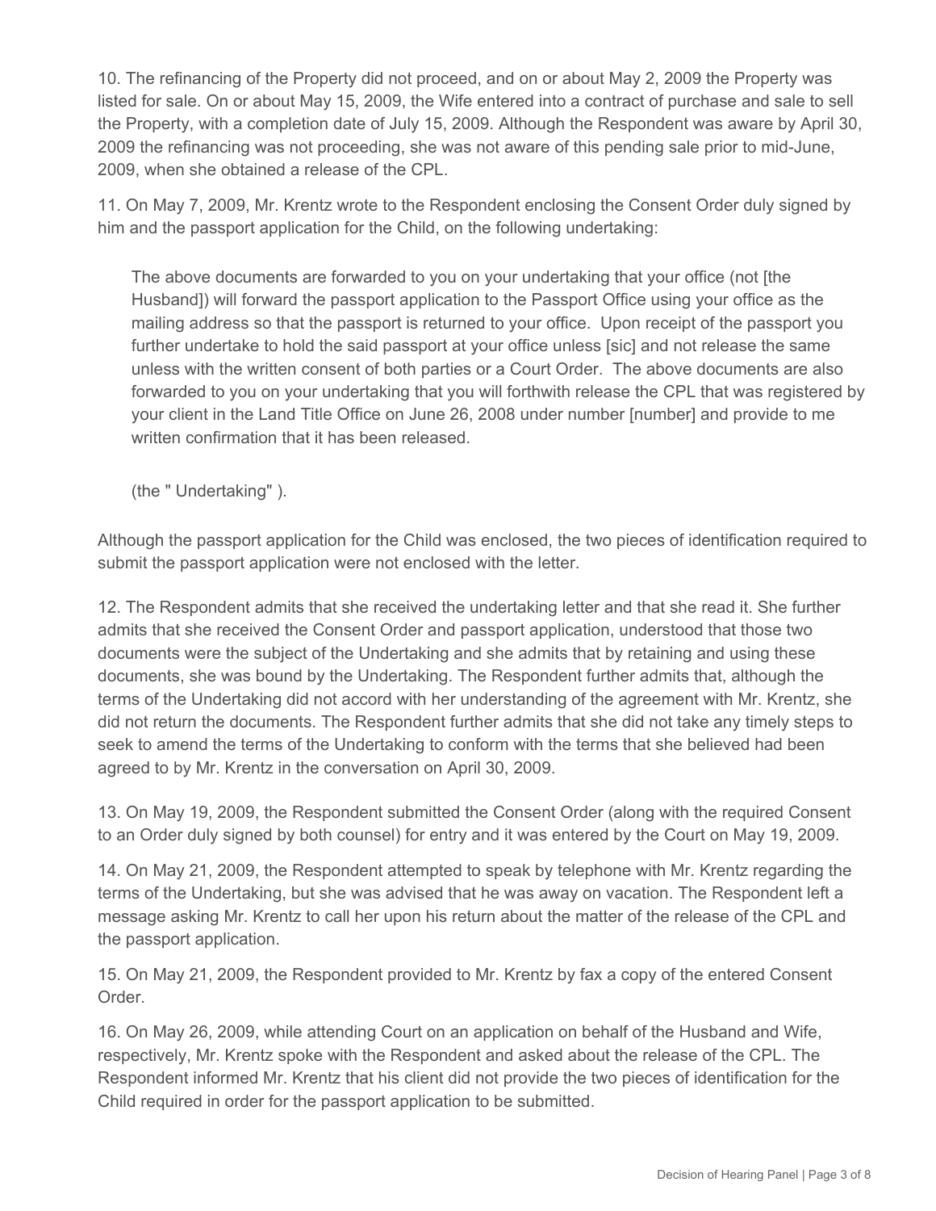10. The refinancing of the Property did not proceed, and on or about May 2, 2009 the Property was listed for sale. On or about May 15, 2009, the Wife entered into a contract of purchase and sale to sell the Property, with a completion date of July 15, 2009. Although the Respondent was aware by April 30, 2009 the refinancing was not proceeding, she was not aware of this pending sale prior to mid-June, 2009, when she obtained a release of the CPL.

11. On May 7, 2009, Mr. Krentz wrote to the Respondent enclosing the Consent Order duly signed by him and the passport application for the Child, on the following undertaking:

> The above documents are forwarded to you on your undertaking that your office (not [the Husband]) will forward the passport application to the Passport Office using your office as the mailing address so that the passport is returned to your office. Upon receipt of the passport you further undertake to hold the said passport at your office unless [sic] and not release the same unless with the written consent of both parties or a Court Order. The above documents are also forwarded to you on your undertaking that you will forthwith release the CPL that was registered by your client in the Land Title Office on June 26, 2008 under number [number] and provide to me written confirmation that it has been released.
>
> (the " Undertaking" ).

Although the passport application for the Child was enclosed, the two pieces of identification required to submit the passport application were not enclosed with the letter.

12. The Respondent admits that she received the undertaking letter and that she read it. She further admits that she received the Consent Order and passport application, understood that those two documents were the subject of the Undertaking and she admits that by retaining and using these documents, she was bound by the Undertaking. The Respondent further admits that, although the terms of the Undertaking did not accord with her understanding of the agreement with Mr. Krentz, she did not return the documents. The Respondent further admits that she did not take any timely steps to seek to amend the terms of the Undertaking to conform with the terms that she believed had been agreed to by Mr. Krentz in the conversation on April 30, 2009.

13. On May 19, 2009, the Respondent submitted the Consent Order (along with the required Consent to an Order duly signed by both counsel) for entry and it was entered by the Court on May 19, 2009.

14. On May 21, 2009, the Respondent attempted to speak by telephone with Mr. Krentz regarding the terms of the Undertaking, but she was advised that he was away on vacation. The Respondent left a message asking Mr. Krentz to call her upon his return about the matter of the release of the CPL and the passport application.

15. On May 21, 2009, the Respondent provided to Mr. Krentz by fax a copy of the entered Consent Order.

16. On May 26, 2009, while attending Court on an application on behalf of the Husband and Wife, respectively, Mr. Krentz spoke with the Respondent and asked about the release of the CPL. The Respondent informed Mr. Krentz that his client did not provide the two pieces of identification for the Child required in order for the passport application to be submitted.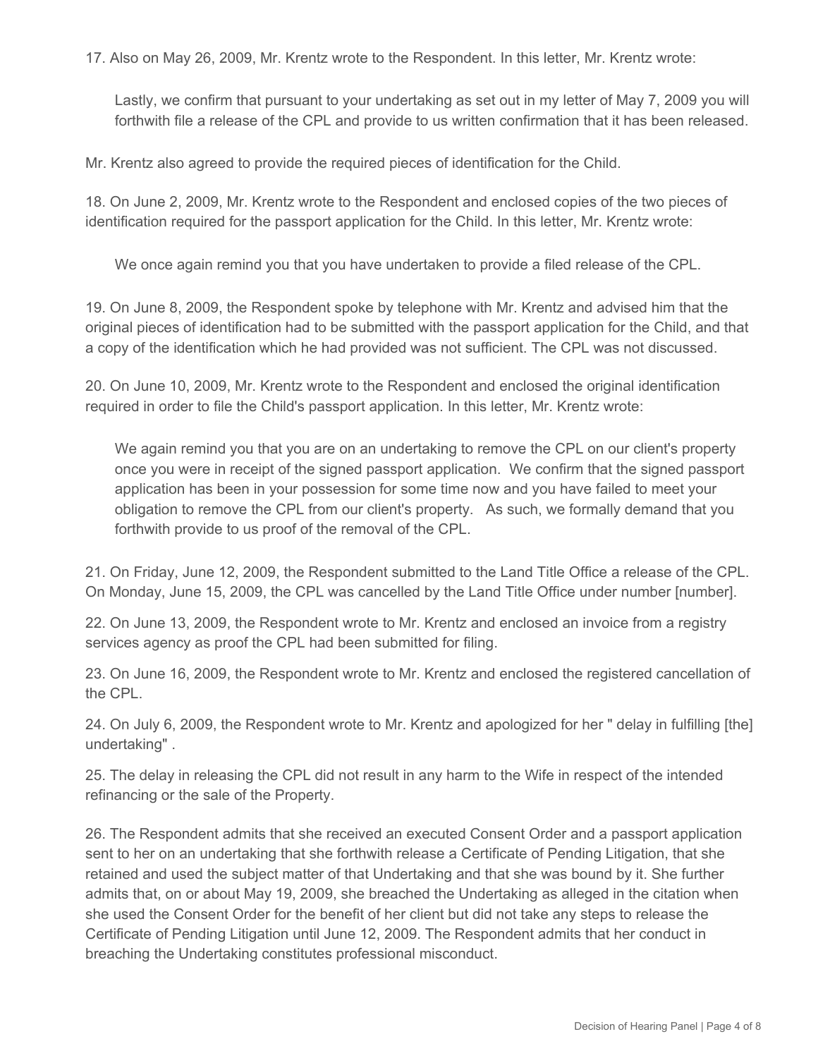17. Also on May 26, 2009, Mr. Krentz wrote to the Respondent. In this letter, Mr. Krentz wrote:

> Lastly, we confirm that pursuant to your undertaking as set out in my letter of May 7, 2009 you will forthwith file a release of the CPL and provide to us written confirmation that it has been released.

Mr. Krentz also agreed to provide the required pieces of identification for the Child.

18. On June 2, 2009, Mr. Krentz wrote to the Respondent and enclosed copies of the two pieces of identification required for the passport application for the Child. In this letter, Mr. Krentz wrote:

> We once again remind you that you have undertaken to provide a filed release of the CPL.

19. On June 8, 2009, the Respondent spoke by telephone with Mr. Krentz and advised him that the original pieces of identification had to be submitted with the passport application for the Child, and that a copy of the identification which he had provided was not sufficient. The CPL was not discussed.

20. On June 10, 2009, Mr. Krentz wrote to the Respondent and enclosed the original identification required in order to file the Child's passport application. In this letter, Mr. Krentz wrote:

> We again remind you that you are on an undertaking to remove the CPL on our client's property once you were in receipt of the signed passport application. We confirm that the signed passport application has been in your possession for some time now and you have failed to meet your obligation to remove the CPL from our client's property. As such, we formally demand that you forthwith provide to us proof of the removal of the CPL.

21. On Friday, June 12, 2009, the Respondent submitted to the Land Title Office a release of the CPL. On Monday, June 15, 2009, the CPL was cancelled by the Land Title Office under number [number].

22. On June 13, 2009, the Respondent wrote to Mr. Krentz and enclosed an invoice from a registry services agency as proof the CPL had been submitted for filing.

23. On June 16, 2009, the Respondent wrote to Mr. Krentz and enclosed the registered cancellation of the CPL.

24. On July 6, 2009, the Respondent wrote to Mr. Krentz and apologized for her " delay in fulfilling [the] undertaking" .

25. The delay in releasing the CPL did not result in any harm to the Wife in respect of the intended refinancing or the sale of the Property.

26. The Respondent admits that she received an executed Consent Order and a passport application sent to her on an undertaking that she forthwith release a Certificate of Pending Litigation, that she retained and used the subject matter of that Undertaking and that she was bound by it. She further admits that, on or about May 19, 2009, she breached the Undertaking as alleged in the citation when she used the Consent Order for the benefit of her client but did not take any steps to release the Certificate of Pending Litigation until June 12, 2009. The Respondent admits that her conduct in breaching the Undertaking constitutes professional misconduct.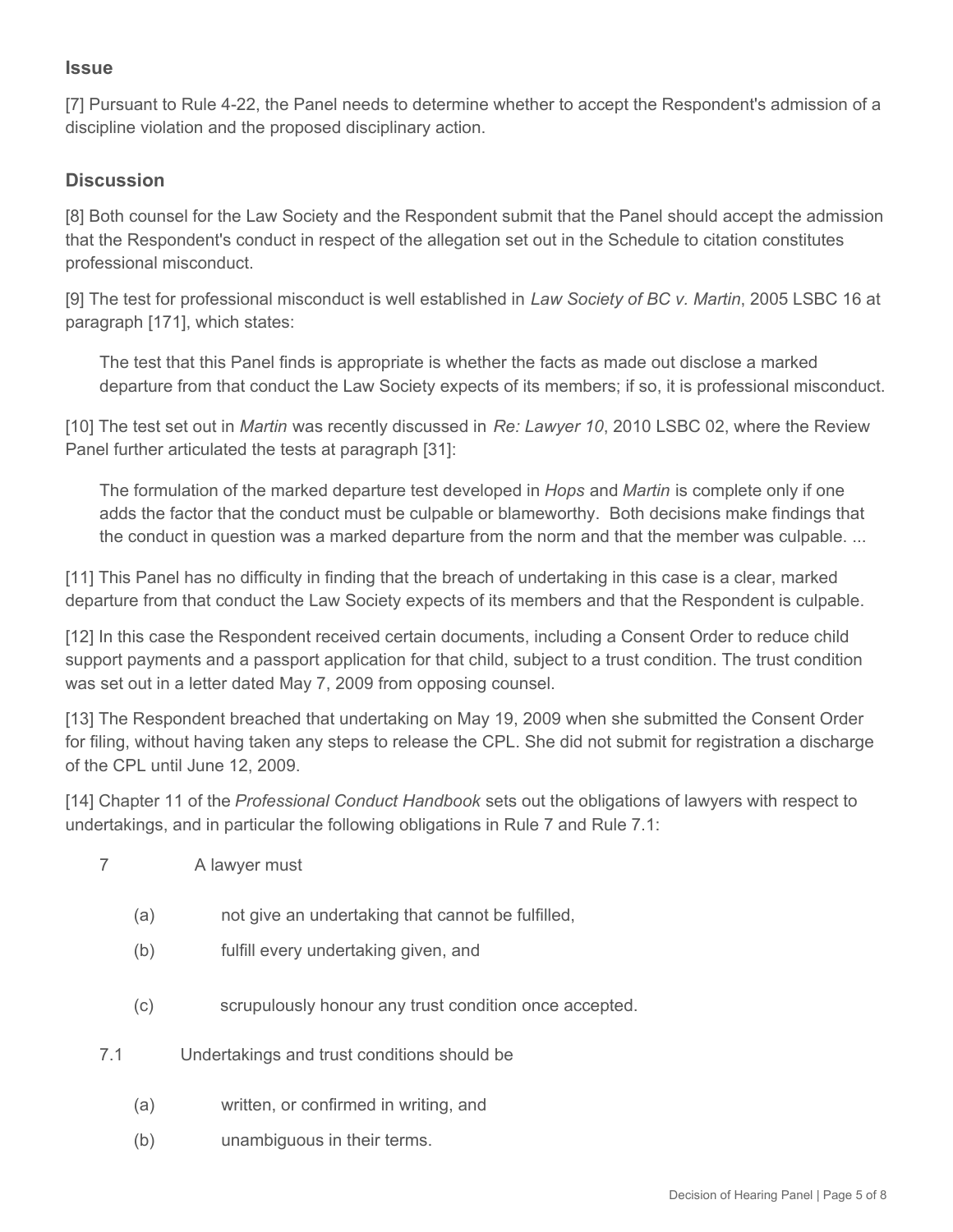## Issue

[7] Pursuant to Rule 4-22, the Panel needs to determine whether to accept the Respondent's admission of a discipline violation and the proposed disciplinary action.

## Discussion

[8] Both counsel for the Law Society and the Respondent submit that the Panel should accept the admission that the Respondent's conduct in respect of the allegation set out in the Schedule to citation constitutes professional misconduct.

[9] The test for professional misconduct is well established in *Law Society of BC v. Martin*, 2005 LSBC 16 at paragraph [171], which states:

> The test that this Panel finds is appropriate is whether the facts as made out disclose a marked departure from that conduct the Law Society expects of its members; if so, it is professional misconduct.

[10] The test set out in *Martin* was recently discussed in *Re: Lawyer 10*, 2010 LSBC 02, where the Review Panel further articulated the tests at paragraph [31]:

> The formulation of the marked departure test developed in *Hops* and *Martin* is complete only if one adds the factor that the conduct must be culpable or blameworthy. Both decisions make findings that the conduct in question was a marked departure from the norm and that the member was culpable. ...

[11] This Panel has no difficulty in finding that the breach of undertaking in this case is a clear, marked departure from that conduct the Law Society expects of its members and that the Respondent is culpable.

[12] In this case the Respondent received certain documents, including a Consent Order to reduce child support payments and a passport application for that child, subject to a trust condition. The trust condition was set out in a letter dated May 7, 2009 from opposing counsel.

[13] The Respondent breached that undertaking on May 19, 2009 when she submitted the Consent Order for filing, without having taken any steps to release the CPL. She did not submit for registration a discharge of the CPL until June 12, 2009.

[14] Chapter 11 of the *Professional Conduct Handbook* sets out the obligations of lawyers with respect to undertakings, and in particular the following obligations in Rule 7 and Rule 7.1:

> 7 A lawyer must
>
> (a) not give an undertaking that cannot be fulfilled,
>
> (b) fulfill every undertaking given, and
>
> (c) scrupulously honour any trust condition once accepted.
>
> 7.1 Undertakings and trust conditions should be
>
> (a) written, or confirmed in writing, and
>
> (b) unambiguous in their terms.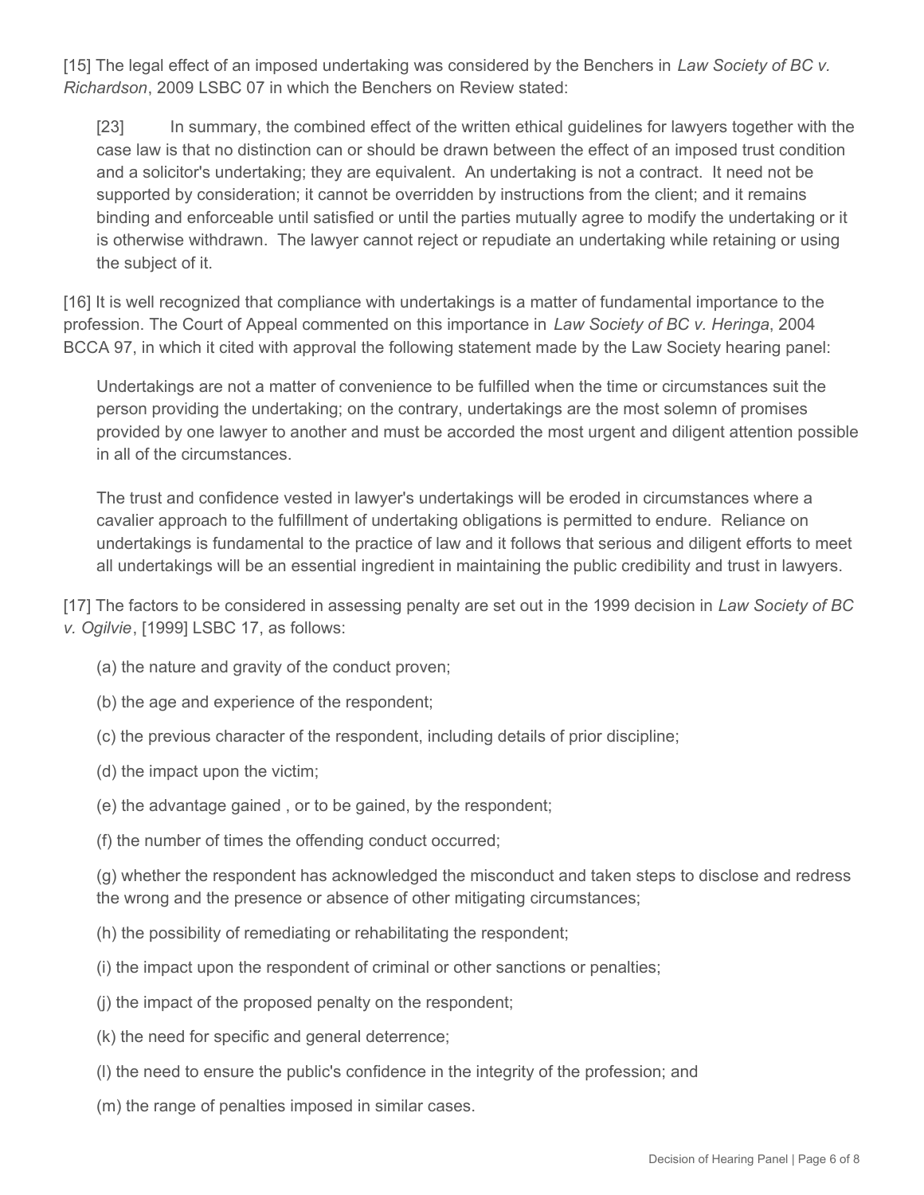[15] The legal effect of an imposed undertaking was considered by the Benchers in *Law Society of BC v. Richardson*, 2009 LSBC 07 in which the Benchers on Review stated:

> [23] In summary, the combined effect of the written ethical guidelines for lawyers together with the case law is that no distinction can or should be drawn between the effect of an imposed trust condition and a solicitor's undertaking; they are equivalent. An undertaking is not a contract. It need not be supported by consideration; it cannot be overridden by instructions from the client; and it remains binding and enforceable until satisfied or until the parties mutually agree to modify the undertaking or it is otherwise withdrawn. The lawyer cannot reject or repudiate an undertaking while retaining or using the subject of it.

[16] It is well recognized that compliance with undertakings is a matter of fundamental importance to the profession. The Court of Appeal commented on this importance in *Law Society of BC v. Heringa*, 2004 BCCA 97, in which it cited with approval the following statement made by the Law Society hearing panel:

> Undertakings are not a matter of convenience to be fulfilled when the time or circumstances suit the person providing the undertaking; on the contrary, undertakings are the most solemn of promises provided by one lawyer to another and must be accorded the most urgent and diligent attention possible in all of the circumstances.
>
> The trust and confidence vested in lawyer's undertakings will be eroded in circumstances where a cavalier approach to the fulfillment of undertaking obligations is permitted to endure. Reliance on undertakings is fundamental to the practice of law and it follows that serious and diligent efforts to meet all undertakings will be an essential ingredient in maintaining the public credibility and trust in lawyers.

[17] The factors to be considered in assessing penalty are set out in the 1999 decision in *Law Society of BC v. Ogilvie*, [1999] LSBC 17, as follows:

(a) the nature and gravity of the conduct proven;

(b) the age and experience of the respondent;

(c) the previous character of the respondent, including details of prior discipline;

(d) the impact upon the victim;

(e) the advantage gained , or to be gained, by the respondent;

(f) the number of times the offending conduct occurred;

(g) whether the respondent has acknowledged the misconduct and taken steps to disclose and redress the wrong and the presence or absence of other mitigating circumstances;

(h) the possibility of remediating or rehabilitating the respondent;

(i) the impact upon the respondent of criminal or other sanctions or penalties;

(j) the impact of the proposed penalty on the respondent;

(k) the need for specific and general deterrence;

(l) the need to ensure the public's confidence in the integrity of the profession; and

(m) the range of penalties imposed in similar cases.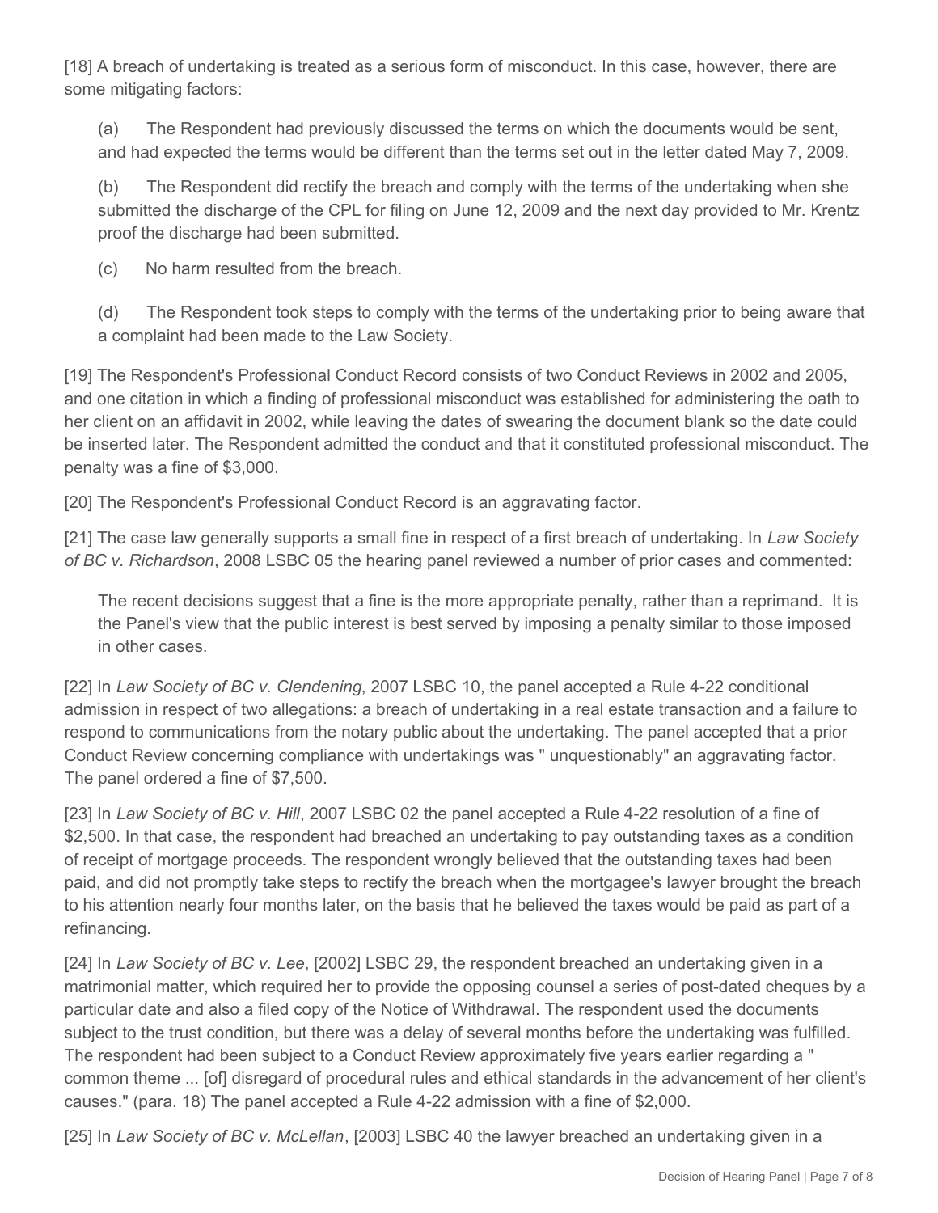[18] A breach of undertaking is treated as a serious form of misconduct. In this case, however, there are some mitigating factors:

(a) The Respondent had previously discussed the terms on which the documents would be sent, and had expected the terms would be different than the terms set out in the letter dated May 7, 2009.

(b) The Respondent did rectify the breach and comply with the terms of the undertaking when she submitted the discharge of the CPL for filing on June 12, 2009 and the next day provided to Mr. Krentz proof the discharge had been submitted.

(c) No harm resulted from the breach.

(d) The Respondent took steps to comply with the terms of the undertaking prior to being aware that a complaint had been made to the Law Society.

[19] The Respondent's Professional Conduct Record consists of two Conduct Reviews in 2002 and 2005, and one citation in which a finding of professional misconduct was established for administering the oath to her client on an affidavit in 2002, while leaving the dates of swearing the document blank so the date could be inserted later. The Respondent admitted the conduct and that it constituted professional misconduct. The penalty was a fine of $3,000.

[20] The Respondent's Professional Conduct Record is an aggravating factor.

[21] The case law generally supports a small fine in respect of a first breach of undertaking. In *Law Society of BC v. Richardson*, 2008 LSBC 05 the hearing panel reviewed a number of prior cases and commented:

> The recent decisions suggest that a fine is the more appropriate penalty, rather than a reprimand. It is the Panel's view that the public interest is best served by imposing a penalty similar to those imposed in other cases.

[22] In *Law Society of BC v. Clendening*, 2007 LSBC 10, the panel accepted a Rule 4-22 conditional admission in respect of two allegations: a breach of undertaking in a real estate transaction and a failure to respond to communications from the notary public about the undertaking. The panel accepted that a prior Conduct Review concerning compliance with undertakings was " unquestionably" an aggravating factor. The panel ordered a fine of $7,500.

[23] In *Law Society of BC v. Hill*, 2007 LSBC 02 the panel accepted a Rule 4-22 resolution of a fine of $2,500. In that case, the respondent had breached an undertaking to pay outstanding taxes as a condition of receipt of mortgage proceeds. The respondent wrongly believed that the outstanding taxes had been paid, and did not promptly take steps to rectify the breach when the mortgagee's lawyer brought the breach to his attention nearly four months later, on the basis that he believed the taxes would be paid as part of a refinancing.

[24] In *Law Society of BC v. Lee*, [2002] LSBC 29, the respondent breached an undertaking given in a matrimonial matter, which required her to provide the opposing counsel a series of post-dated cheques by a particular date and also a filed copy of the Notice of Withdrawal. The respondent used the documents subject to the trust condition, but there was a delay of several months before the undertaking was fulfilled. The respondent had been subject to a Conduct Review approximately five years earlier regarding a " common theme ... [of] disregard of procedural rules and ethical standards in the advancement of her client's causes." (para. 18) The panel accepted a Rule 4-22 admission with a fine of $2,000.

[25] In *Law Society of BC v. McLellan*, [2003] LSBC 40 the lawyer breached an undertaking given in a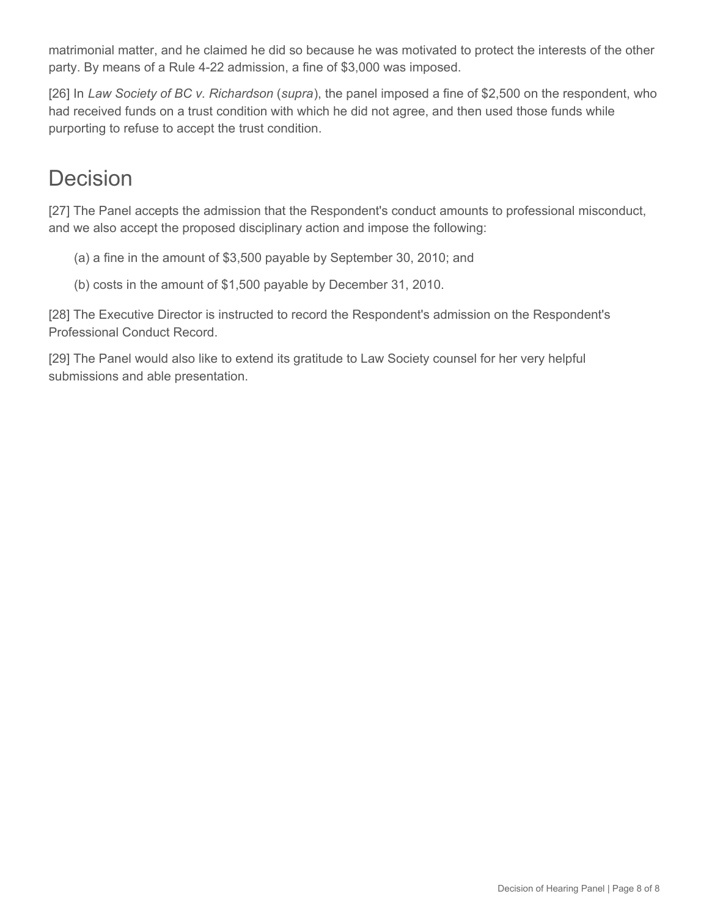matrimonial matter, and he claimed he did so because he was motivated to protect the interests of the other party. By means of a Rule 4-22 admission, a fine of $3,000 was imposed.

[26] In *Law Society of BC v. Richardson* (*supra*), the panel imposed a fine of $2,500 on the respondent, who had received funds on a trust condition with which he did not agree, and then used those funds while purporting to refuse to accept the trust condition.

# Decision

[27] The Panel accepts the admission that the Respondent's conduct amounts to professional misconduct, and we also accept the proposed disciplinary action and impose the following:

(a) a fine in the amount of $3,500 payable by September 30, 2010; and

(b) costs in the amount of $1,500 payable by December 31, 2010.

[28] The Executive Director is instructed to record the Respondent's admission on the Respondent's Professional Conduct Record.

[29] The Panel would also like to extend its gratitude to Law Society counsel for her very helpful submissions and able presentation.